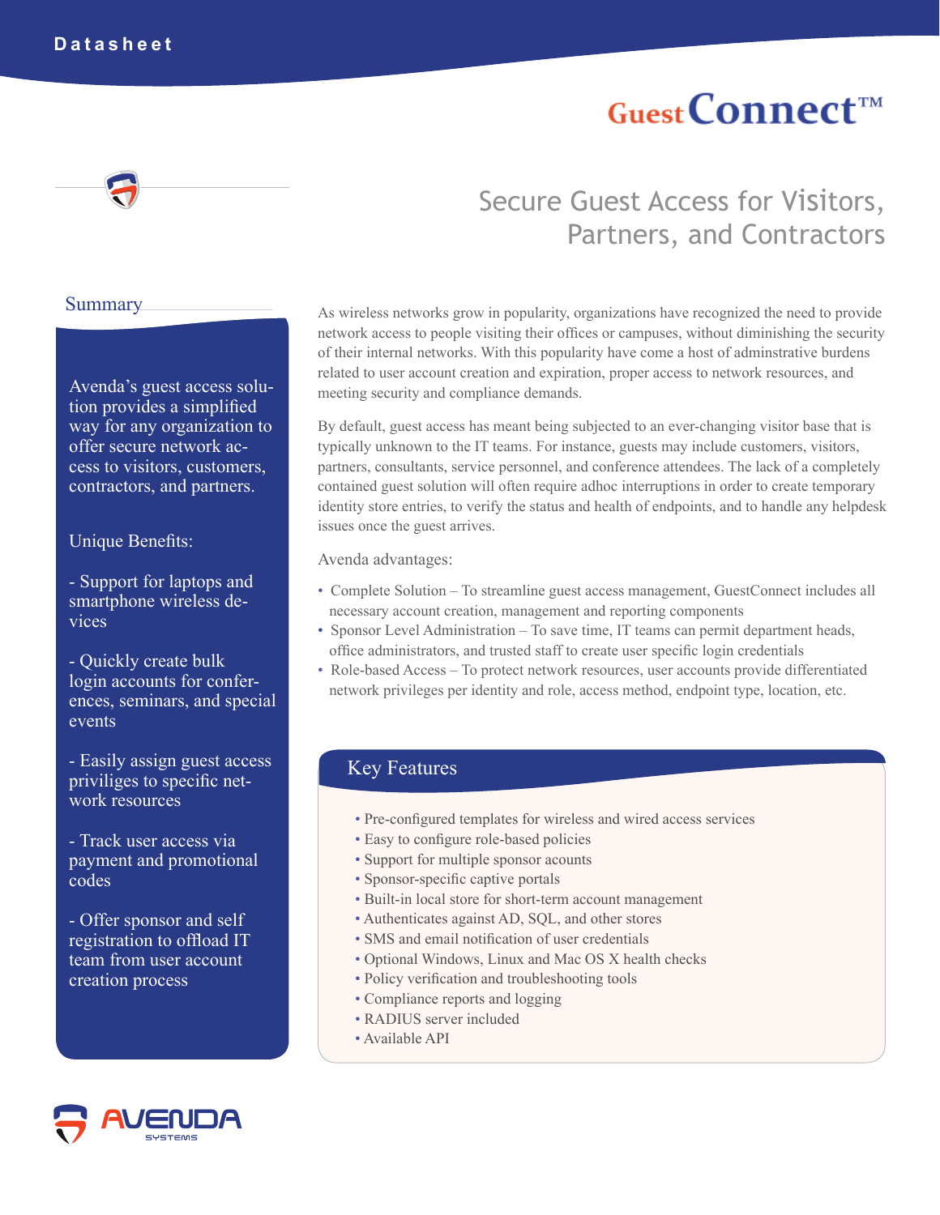Datasheet

# GuestConnect™

## Secure Guest Access for Visitors, Partners, and Contractors

## Summary

Avenda's guest access solution provides a simplified way for any organization to offer secure network access to visitors, customers, contractors, and partners.

Unique Benefits:

- Support for laptops and smartphone wireless devices

- Quickly create bulk login accounts for conferences, seminars, and special events

- Easily assign guest access priviliges to specific network resources

- Track user access via payment and promotional codes

- Offer sponsor and self registration to offload IT team from user account creation process

As wireless networks grow in popularity, organizations have recognized the need to provide network access to people visiting their offices or campuses, without diminishing the security of their internal networks. With this popularity have come a host of adminstrative burdens related to user account creation and expiration, proper access to network resources, and meeting security and compliance demands.

By default, guest access has meant being subjected to an ever-changing visitor base that is typically unknown to the IT teams. For instance, guests may include customers, visitors, partners, consultants, service personnel, and conference attendees. The lack of a completely contained guest solution will often require adhoc interruptions in order to create temporary identity store entries, to verify the status and health of endpoints, and to handle any helpdesk issues once the guest arrives.

Avenda advantages:

- Complete Solution – To streamline guest access management, GuestConnect includes all necessary account creation, management and reporting components
- Sponsor Level Administration – To save time, IT teams can permit department heads, office administrators, and trusted staff to create user specific login credentials
- Role-based Access – To protect network resources, user accounts provide differentiated network privileges per identity and role, access method, endpoint type, location, etc.

## Key Features

- Pre-configured templates for wireless and wired access services
- Easy to configure role-based policies
- Support for multiple sponsor acounts
- Sponsor-specific captive portals
- Built-in local store for short-term account management
- Authenticates against AD, SQL, and other stores
- SMS and email notification of user credentials
- Optional Windows, Linux and Mac OS X health checks
- Policy verification and troubleshooting tools
- Compliance reports and logging
- RADIUS server included
- Available API

AVENDA SYSTEMS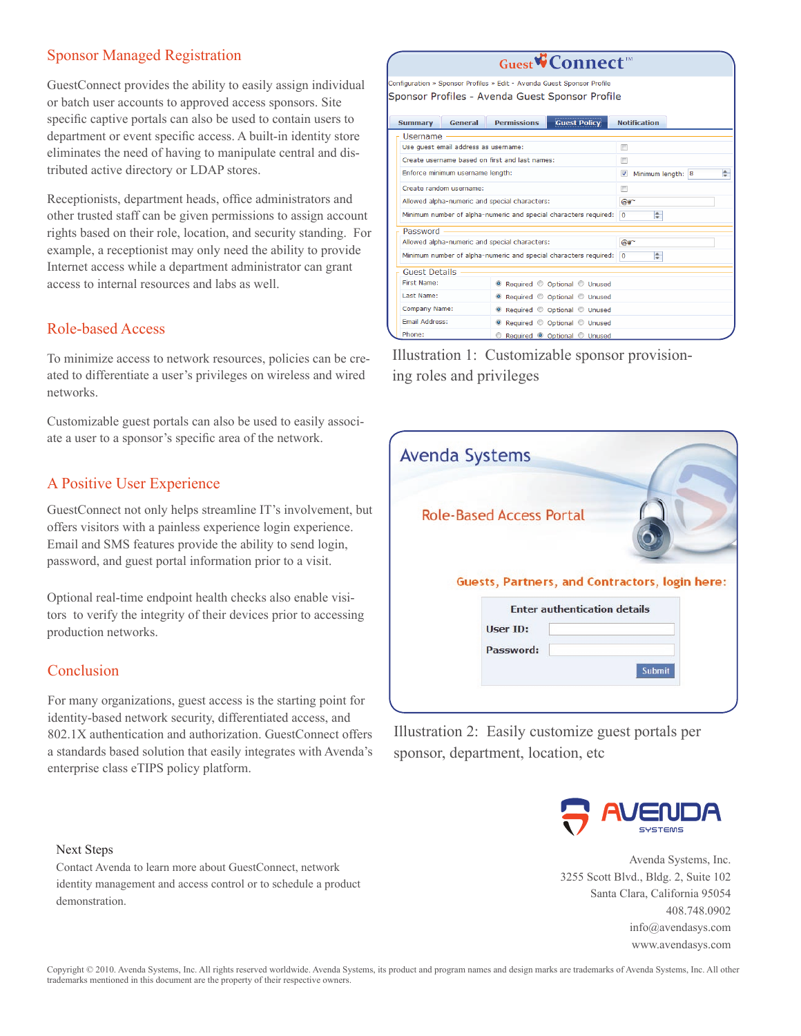## Sponsor Managed Registration

GuestConnect provides the ability to easily assign individual or batch user accounts to approved access sponsors. Site specific captive portals can also be used to contain users to department or event specific access. A built-in identity store eliminates the need of having to manipulate central and distributed active directory or LDAP stores.

Receptionists, department heads, office administrators and other trusted staff can be given permissions to assign account rights based on their role, location, and security standing. For example, a receptionist may only need the ability to provide Internet access while a department administrator can grant access to internal resources and labs as well.

## Role-based Access

To minimize access to network resources, policies can be created to differentiate a user's privileges on wireless and wired networks.

Customizable guest portals can also be used to easily associate a user to a sponsor's specific area of the network.

## A Positive User Experience

GuestConnect not only helps streamline IT's involvement, but offers visitors with a painless experience login experience. Email and SMS features provide the ability to send login, password, and guest portal information prior to a visit.

Optional real-time endpoint health checks also enable visitors to verify the integrity of their devices prior to accessing production networks.

## Conclusion

For many organizations, guest access is the starting point for identity-based network security, differentiated access, and 802.1X authentication and authorization. GuestConnect offers a standards based solution that easily integrates with Avenda's enterprise class eTIPS policy platform.

Illustration 1: Customizable sponsor provisioning roles and privileges

Illustration 2: Easily customize guest portals per sponsor, department, location, etc

### Next Steps

Contact Avenda to learn more about GuestConnect, network identity management and access control or to schedule a product demonstration.

Avenda Systems, Inc.
3255 Scott Blvd., Bldg. 2, Suite 102
Santa Clara, California 95054
408.748.0902
info@avendasys.com
www.avendasys.com

Copyright © 2010. Avenda Systems, Inc. All rights reserved worldwide. Avenda Systems, its product and program names and design marks are trademarks of Avenda Systems, Inc. All other trademarks mentioned in this document are the property of their respective owners.